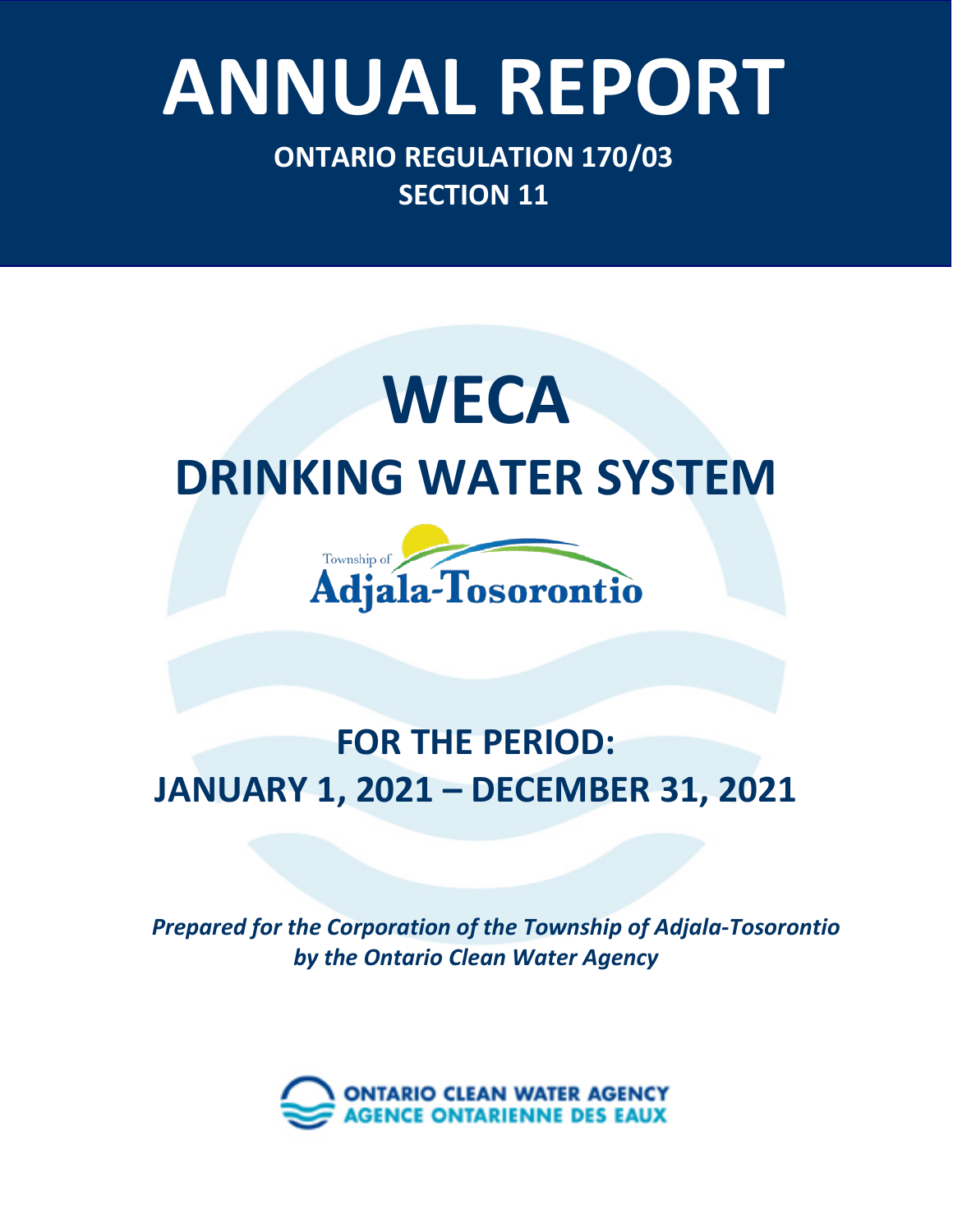# ANNUAL REPORT

**ONTARIO REGULATION 170/03**
**SECTION 11**

# WECA

## DRINKING WATER SYSTEM

Township of Adjala-Tosorontio

## FOR THE PERIOD:
## JANUARY 1, 2021 – DECEMBER 31, 2021

***Prepared for the Corporation of the Township of Adjala-Tosorontio by the Ontario Clean Water Agency***

ONTARIO CLEAN WATER AGENCY
AGENCE ONTARIENNE DES EAUX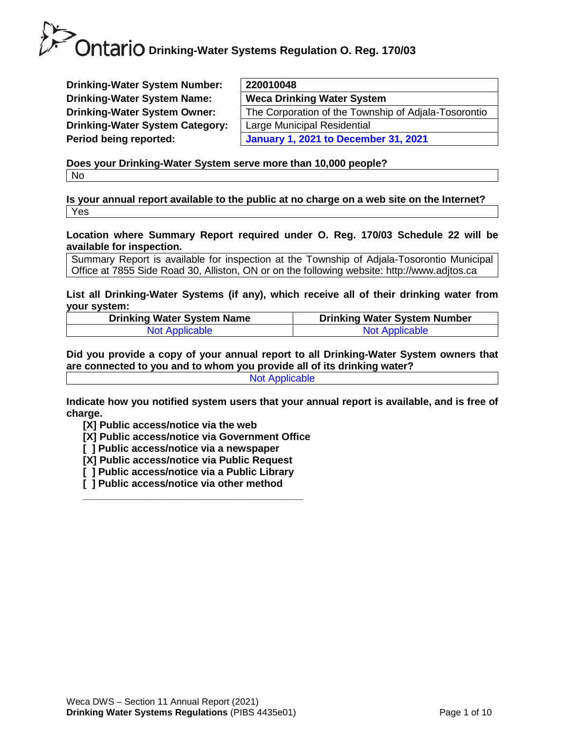# Ontario Drinking-Water Systems Regulation O. Reg. 170/03

| | |
|---|---|
| **Drinking-Water System Number:** | **220010048** |
| **Drinking-Water System Name:** | **Weca Drinking Water System** |
| **Drinking-Water System Owner:** | The Corporation of the Township of Adjala-Tosorontio |
| **Drinking-Water System Category:** | Large Municipal Residential |
| **Period being reported:** | **January 1, 2021 to December 31, 2021** |

**Does your Drinking-Water System serve more than 10,000 people?**

No

**Is your annual report available to the public at no charge on a web site on the Internet?**

Yes

**Location where Summary Report required under O. Reg. 170/03 Schedule 22 will be available for inspection.**

Summary Report is available for inspection at the Township of Adjala-Tosorontio Municipal Office at 7855 Side Road 30, Alliston, ON or on the following website: http://www.adjtos.ca

**List all Drinking-Water Systems (if any), which receive all of their drinking water from your system:**

| Drinking Water System Name | Drinking Water System Number |
|---|---|
| Not Applicable | Not Applicable |

**Did you provide a copy of your annual report to all Drinking-Water System owners that are connected to you and to whom you provide all of its drinking water?**

Not Applicable

**Indicate how you notified system users that your annual report is available, and is free of charge.**

- **[X] Public access/notice via the web**
- **[X] Public access/notice via Government Office**
- **[ ] Public access/notice via a newspaper**
- **[X] Public access/notice via Public Request**
- **[ ] Public access/notice via a Public Library**
- **[ ] Public access/notice via other method**

\_\_\_\_\_\_\_\_\_\_\_\_\_\_\_\_\_\_\_\_\_\_\_\_\_\_\_\_\_\_\_\_\_\_\_\_\_\_\_\_

Weca DWS – Section 11 Annual Report (2021)
**Drinking Water Systems Regulations** (PIBS 4435e01)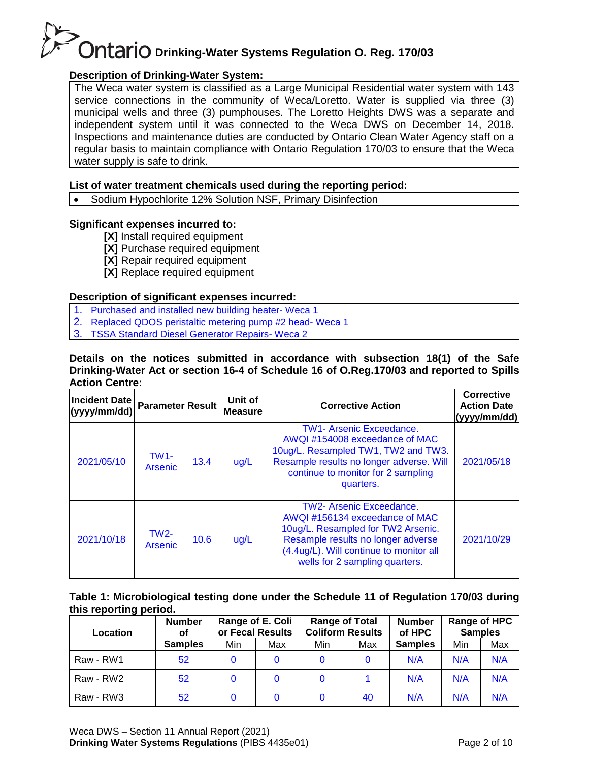**Description of Drinking-Water System:**

The Weca water system is classified as a Large Municipal Residential water system with 143 service connections in the community of Weca/Loretto. Water is supplied via three (3) municipal wells and three (3) pumphouses. The Loretto Heights DWS was a separate and independent system until it was connected to the Weca DWS on December 14, 2018. Inspections and maintenance duties are conducted by Ontario Clean Water Agency staff on a regular basis to maintain compliance with Ontario Regulation 170/03 to ensure that the Weca water supply is safe to drink.

**List of water treatment chemicals used during the reporting period:**

- Sodium Hypochlorite 12% Solution NSF, Primary Disinfection

**Significant expenses incurred to:**

**[X]** Install required equipment
**[X]** Purchase required equipment
**[X]** Repair required equipment
**[X]** Replace required equipment

**Description of significant expenses incurred:**

1. Purchased and installed new building heater- Weca 1
2. Replaced QDOS peristaltic metering pump #2 head- Weca 1
3. TSSA Standard Diesel Generator Repairs- Weca 2

**Details on the notices submitted in accordance with subsection 18(1) of the Safe Drinking-Water Act or section 16-4 of Schedule 16 of O.Reg.170/03 and reported to Spills Action Centre:**

| Incident Date (yyyy/mm/dd) | Parameter | Result | Unit of Measure | Corrective Action | Corrective Action Date (yyyy/mm/dd) |
|---|---|---|---|---|---|
| 2021/05/10 | TW1- Arsenic | 13.4 | ug/L | TW1- Arsenic Exceedance. AWQI #154008 exceedance of MAC 10ug/L. Resampled TW1, TW2 and TW3. Resample results no longer adverse. Will continue to monitor for 2 sampling quarters. | 2021/05/18 |
| 2021/10/18 | TW2- Arsenic | 10.6 | ug/L | TW2- Arsenic Exceedance. AWQI #156134 exceedance of MAC 10ug/L. Resampled for TW2 Arsenic. Resample results no longer adverse (4.4ug/L). Will continue to monitor all wells for 2 sampling quarters. | 2021/10/29 |

**Table 1: Microbiological testing done under the Schedule 11 of Regulation 170/03 during this reporting period.**

| Location | Number of Samples | Range of E. Coli or Fecal Results | | Range of Total Coliform Results | | Number of HPC Samples | Range of HPC Samples | |
|---|---|---|---|---|---|---|---|---|
| | | Min | Max | Min | Max | | Min | Max |
| Raw - RW1 | 52 | 0 | 0 | 0 | 0 | N/A | N/A | N/A |
| Raw - RW2 | 52 | 0 | 0 | 0 | 1 | N/A | N/A | N/A |
| Raw - RW3 | 52 | 0 | 0 | 0 | 40 | N/A | N/A | N/A |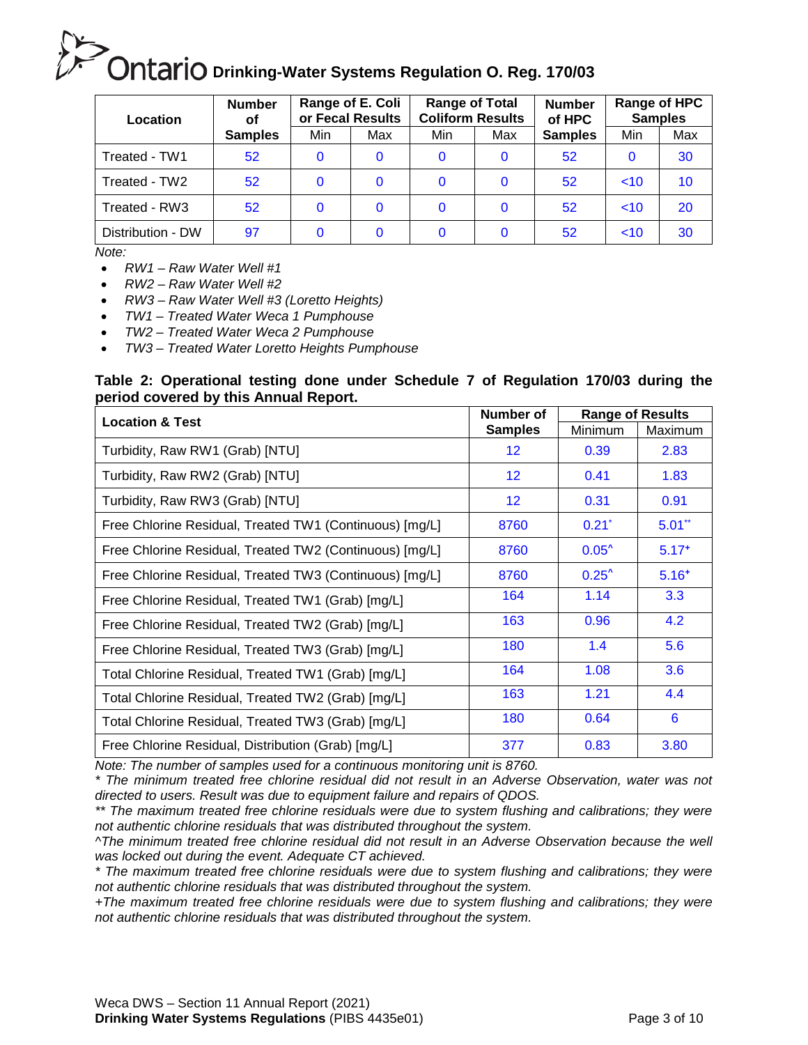| Location | Number of Samples | Range of E. Coli or Fecal Results | | Range of Total Coliform Results | | Number of HPC Samples | Range of HPC Samples | |
|---|---|---|---|---|---|---|---|---|
| | | Min | Max | Min | Max | | Min | Max |
| Treated - TW1 | 52 | 0 | 0 | 0 | 0 | 52 | 0 | 30 |
| Treated - TW2 | 52 | 0 | 0 | 0 | 0 | 52 | <10 | 10 |
| Treated - RW3 | 52 | 0 | 0 | 0 | 0 | 52 | <10 | 20 |
| Distribution - DW | 97 | 0 | 0 | 0 | 0 | 52 | <10 | 30 |

*Note:*

- *RW1 – Raw Water Well #1*
- *RW2 – Raw Water Well #2*
- *RW3 – Raw Water Well #3 (Loretto Heights)*
- *TW1 – Treated Water Weca 1 Pumphouse*
- *TW2 – Treated Water Weca 2 Pumphouse*
- *TW3 – Treated Water Loretto Heights Pumphouse*

**Table 2: Operational testing done under Schedule 7 of Regulation 170/03 during the period covered by this Annual Report.**

| Location & Test | Number of Samples | Range of Results | |
|---|---|---|---|
| | | Minimum | Maximum |
| Turbidity, Raw RW1 (Grab) [NTU] | 12 | 0.39 | 2.83 |
| Turbidity, Raw RW2 (Grab) [NTU] | 12 | 0.41 | 1.83 |
| Turbidity, Raw RW3 (Grab) [NTU] | 12 | 0.31 | 0.91 |
| Free Chlorine Residual, Treated TW1 (Continuous) [mg/L] | 8760 | 0.21* | 5.01** |
| Free Chlorine Residual, Treated TW2 (Continuous) [mg/L] | 8760 | 0.05^ | 5.17+ |
| Free Chlorine Residual, Treated TW3 (Continuous) [mg/L] | 8760 | 0.25^ | 5.16+ |
| Free Chlorine Residual, Treated TW1 (Grab) [mg/L] | 164 | 1.14 | 3.3 |
| Free Chlorine Residual, Treated TW2 (Grab) [mg/L] | 163 | 0.96 | 4.2 |
| Free Chlorine Residual, Treated TW3 (Grab) [mg/L] | 180 | 1.4 | 5.6 |
| Total Chlorine Residual, Treated TW1 (Grab) [mg/L] | 164 | 1.08 | 3.6 |
| Total Chlorine Residual, Treated TW2 (Grab) [mg/L] | 163 | 1.21 | 4.4 |
| Total Chlorine Residual, Treated TW3 (Grab) [mg/L] | 180 | 0.64 | 6 |
| Free Chlorine Residual, Distribution (Grab) [mg/L] | 377 | 0.83 | 3.80 |

*Note: The number of samples used for a continuous monitoring unit is 8760.*

*\* The minimum treated free chlorine residual did not result in an Adverse Observation, water was not directed to users. Result was due to equipment failure and repairs of QDOS.*

*\*\* The maximum treated free chlorine residuals were due to system flushing and calibrations; they were not authentic chlorine residuals that was distributed throughout the system.*

*^The minimum treated free chlorine residual did not result in an Adverse Observation because the well was locked out during the event. Adequate CT achieved.*

*\* The maximum treated free chlorine residuals were due to system flushing and calibrations; they were not authentic chlorine residuals that was distributed throughout the system.*

*+The maximum treated free chlorine residuals were due to system flushing and calibrations; they were not authentic chlorine residuals that was distributed throughout the system.*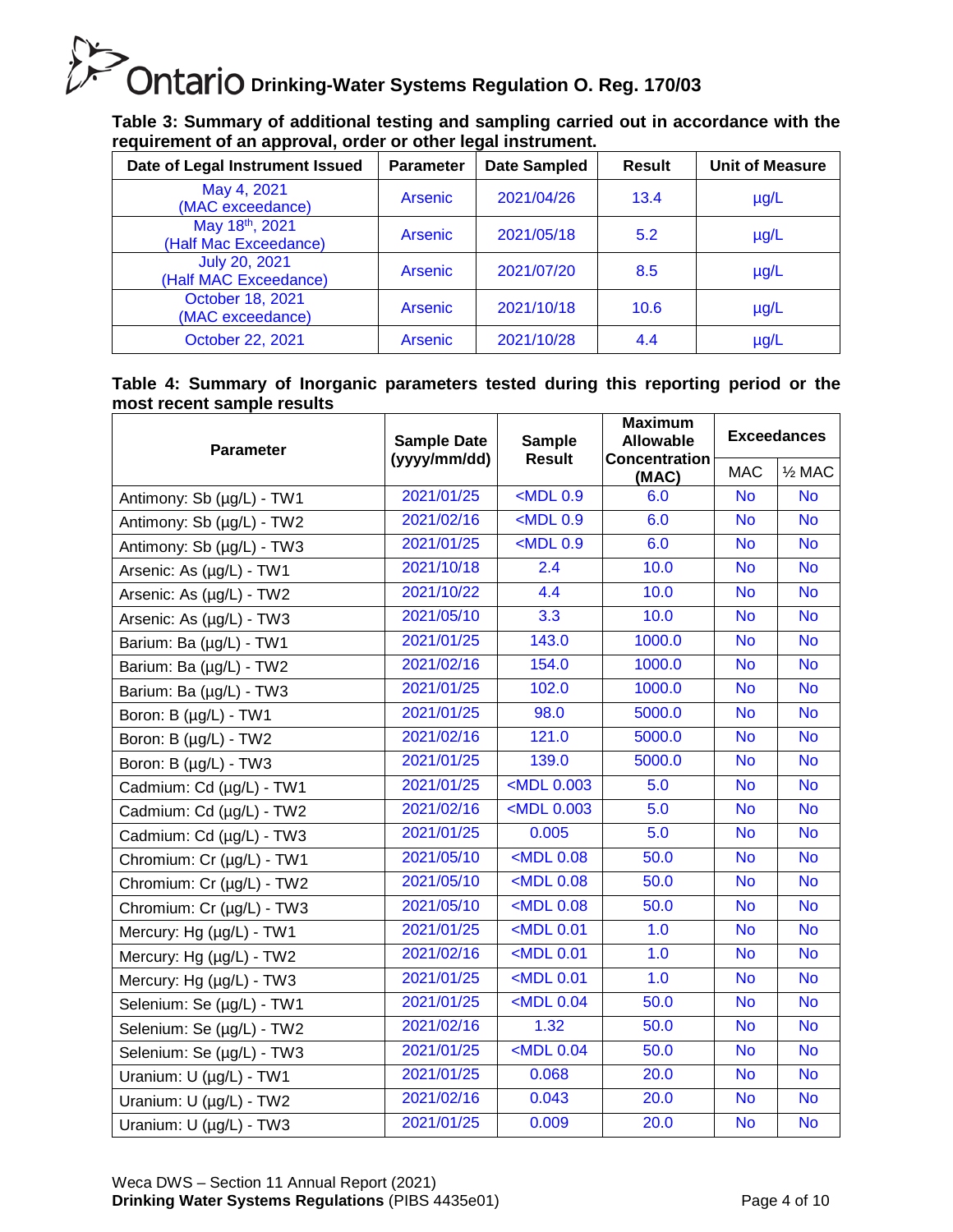**Table 3: Summary of additional testing and sampling carried out in accordance with the requirement of an approval, order or other legal instrument.**

| Date of Legal Instrument Issued | Parameter | Date Sampled | Result | Unit of Measure |
|---|---|---|---|---|
| May 4, 2021 (MAC exceedance) | Arsenic | 2021/04/26 | 13.4 | µg/L |
| May 18th, 2021 (Half Mac Exceedance) | Arsenic | 2021/05/18 | 5.2 | µg/L |
| July 20, 2021 (Half MAC Exceedance) | Arsenic | 2021/07/20 | 8.5 | µg/L |
| October 18, 2021 (MAC exceedance) | Arsenic | 2021/10/18 | 10.6 | µg/L |
| October 22, 2021 | Arsenic | 2021/10/28 | 4.4 | µg/L |

**Table 4: Summary of Inorganic parameters tested during this reporting period or the most recent sample results**

| Parameter | Sample Date (yyyy/mm/dd) | Sample Result | Maximum Allowable Concentration (MAC) | Exceedances | |
|---|---|---|---|---|---|
| | | | | MAC | ½ MAC |
| Antimony: Sb (µg/L) - TW1 | 2021/01/25 | <MDL 0.9 | 6.0 | No | No |
| Antimony: Sb (µg/L) - TW2 | 2021/02/16 | <MDL 0.9 | 6.0 | No | No |
| Antimony: Sb (µg/L) - TW3 | 2021/01/25 | <MDL 0.9 | 6.0 | No | No |
| Arsenic: As (µg/L) - TW1 | 2021/10/18 | 2.4 | 10.0 | No | No |
| Arsenic: As (µg/L) - TW2 | 2021/10/22 | 4.4 | 10.0 | No | No |
| Arsenic: As (µg/L) - TW3 | 2021/05/10 | 3.3 | 10.0 | No | No |
| Barium: Ba (µg/L) - TW1 | 2021/01/25 | 143.0 | 1000.0 | No | No |
| Barium: Ba (µg/L) - TW2 | 2021/02/16 | 154.0 | 1000.0 | No | No |
| Barium: Ba (µg/L) - TW3 | 2021/01/25 | 102.0 | 1000.0 | No | No |
| Boron: B (µg/L) - TW1 | 2021/01/25 | 98.0 | 5000.0 | No | No |
| Boron: B (µg/L) - TW2 | 2021/02/16 | 121.0 | 5000.0 | No | No |
| Boron: B (µg/L) - TW3 | 2021/01/25 | 139.0 | 5000.0 | No | No |
| Cadmium: Cd (µg/L) - TW1 | 2021/01/25 | <MDL 0.003 | 5.0 | No | No |
| Cadmium: Cd (µg/L) - TW2 | 2021/02/16 | <MDL 0.003 | 5.0 | No | No |
| Cadmium: Cd (µg/L) - TW3 | 2021/01/25 | 0.005 | 5.0 | No | No |
| Chromium: Cr (µg/L) - TW1 | 2021/05/10 | <MDL 0.08 | 50.0 | No | No |
| Chromium: Cr (µg/L) - TW2 | 2021/05/10 | <MDL 0.08 | 50.0 | No | No |
| Chromium: Cr (µg/L) - TW3 | 2021/05/10 | <MDL 0.08 | 50.0 | No | No |
| Mercury: Hg (µg/L) - TW1 | 2021/01/25 | <MDL 0.01 | 1.0 | No | No |
| Mercury: Hg (µg/L) - TW2 | 2021/02/16 | <MDL 0.01 | 1.0 | No | No |
| Mercury: Hg (µg/L) - TW3 | 2021/01/25 | <MDL 0.01 | 1.0 | No | No |
| Selenium: Se (µg/L) - TW1 | 2021/01/25 | <MDL 0.04 | 50.0 | No | No |
| Selenium: Se (µg/L) - TW2 | 2021/02/16 | 1.32 | 50.0 | No | No |
| Selenium: Se (µg/L) - TW3 | 2021/01/25 | <MDL 0.04 | 50.0 | No | No |
| Uranium: U (µg/L) - TW1 | 2021/01/25 | 0.068 | 20.0 | No | No |
| Uranium: U (µg/L) - TW2 | 2021/02/16 | 0.043 | 20.0 | No | No |
| Uranium: U (µg/L) - TW3 | 2021/01/25 | 0.009 | 20.0 | No | No |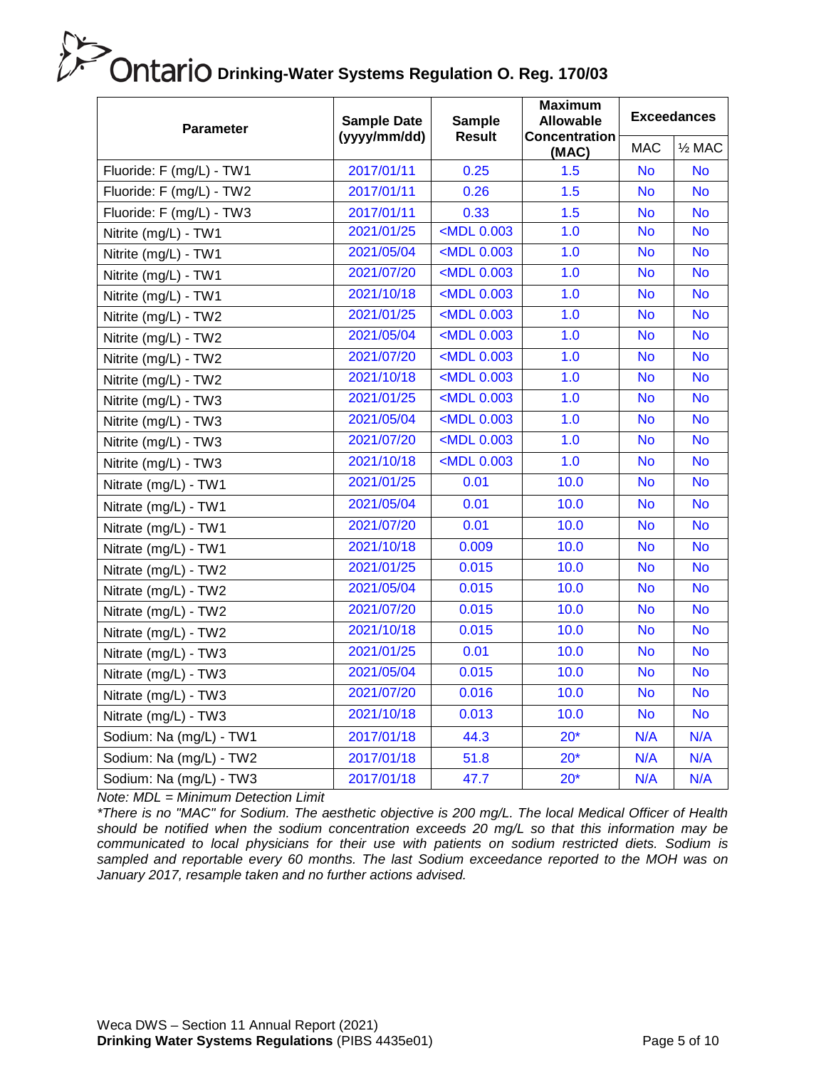# Ontario Drinking-Water Systems Regulation O. Reg. 170/03

| Parameter | Sample Date (yyyy/mm/dd) | Sample Result | Maximum Allowable Concentration (MAC) | Exceedances | |
|---|---|---|---|---|---|
| | | | | MAC | ½ MAC |
| Fluoride: F (mg/L) - TW1 | 2017/01/11 | 0.25 | 1.5 | No | No |
| Fluoride: F (mg/L) - TW2 | 2017/01/11 | 0.26 | 1.5 | No | No |
| Fluoride: F (mg/L) - TW3 | 2017/01/11 | 0.33 | 1.5 | No | No |
| Nitrite (mg/L) - TW1 | 2021/01/25 | <MDL 0.003 | 1.0 | No | No |
| Nitrite (mg/L) - TW1 | 2021/05/04 | <MDL 0.003 | 1.0 | No | No |
| Nitrite (mg/L) - TW1 | 2021/07/20 | <MDL 0.003 | 1.0 | No | No |
| Nitrite (mg/L) - TW1 | 2021/10/18 | <MDL 0.003 | 1.0 | No | No |
| Nitrite (mg/L) - TW2 | 2021/01/25 | <MDL 0.003 | 1.0 | No | No |
| Nitrite (mg/L) - TW2 | 2021/05/04 | <MDL 0.003 | 1.0 | No | No |
| Nitrite (mg/L) - TW2 | 2021/07/20 | <MDL 0.003 | 1.0 | No | No |
| Nitrite (mg/L) - TW2 | 2021/10/18 | <MDL 0.003 | 1.0 | No | No |
| Nitrite (mg/L) - TW3 | 2021/01/25 | <MDL 0.003 | 1.0 | No | No |
| Nitrite (mg/L) - TW3 | 2021/05/04 | <MDL 0.003 | 1.0 | No | No |
| Nitrite (mg/L) - TW3 | 2021/07/20 | <MDL 0.003 | 1.0 | No | No |
| Nitrite (mg/L) - TW3 | 2021/10/18 | <MDL 0.003 | 1.0 | No | No |
| Nitrate (mg/L) - TW1 | 2021/01/25 | 0.01 | 10.0 | No | No |
| Nitrate (mg/L) - TW1 | 2021/05/04 | 0.01 | 10.0 | No | No |
| Nitrate (mg/L) - TW1 | 2021/07/20 | 0.01 | 10.0 | No | No |
| Nitrate (mg/L) - TW1 | 2021/10/18 | 0.009 | 10.0 | No | No |
| Nitrate (mg/L) - TW2 | 2021/01/25 | 0.015 | 10.0 | No | No |
| Nitrate (mg/L) - TW2 | 2021/05/04 | 0.015 | 10.0 | No | No |
| Nitrate (mg/L) - TW2 | 2021/07/20 | 0.015 | 10.0 | No | No |
| Nitrate (mg/L) - TW2 | 2021/10/18 | 0.015 | 10.0 | No | No |
| Nitrate (mg/L) - TW3 | 2021/01/25 | 0.01 | 10.0 | No | No |
| Nitrate (mg/L) - TW3 | 2021/05/04 | 0.015 | 10.0 | No | No |
| Nitrate (mg/L) - TW3 | 2021/07/20 | 0.016 | 10.0 | No | No |
| Nitrate (mg/L) - TW3 | 2021/10/18 | 0.013 | 10.0 | No | No |
| Sodium: Na (mg/L) - TW1 | 2017/01/18 | 44.3 | 20* | N/A | N/A |
| Sodium: Na (mg/L) - TW2 | 2017/01/18 | 51.8 | 20* | N/A | N/A |
| Sodium: Na (mg/L) - TW3 | 2017/01/18 | 47.7 | 20* | N/A | N/A |

*Note: MDL = Minimum Detection Limit*

*\*There is no "MAC" for Sodium. The aesthetic objective is 200 mg/L. The local Medical Officer of Health should be notified when the sodium concentration exceeds 20 mg/L so that this information may be communicated to local physicians for their use with patients on sodium restricted diets. Sodium is sampled and reportable every 60 months. The last Sodium exceedance reported to the MOH was on January 2017, resample taken and no further actions advised.*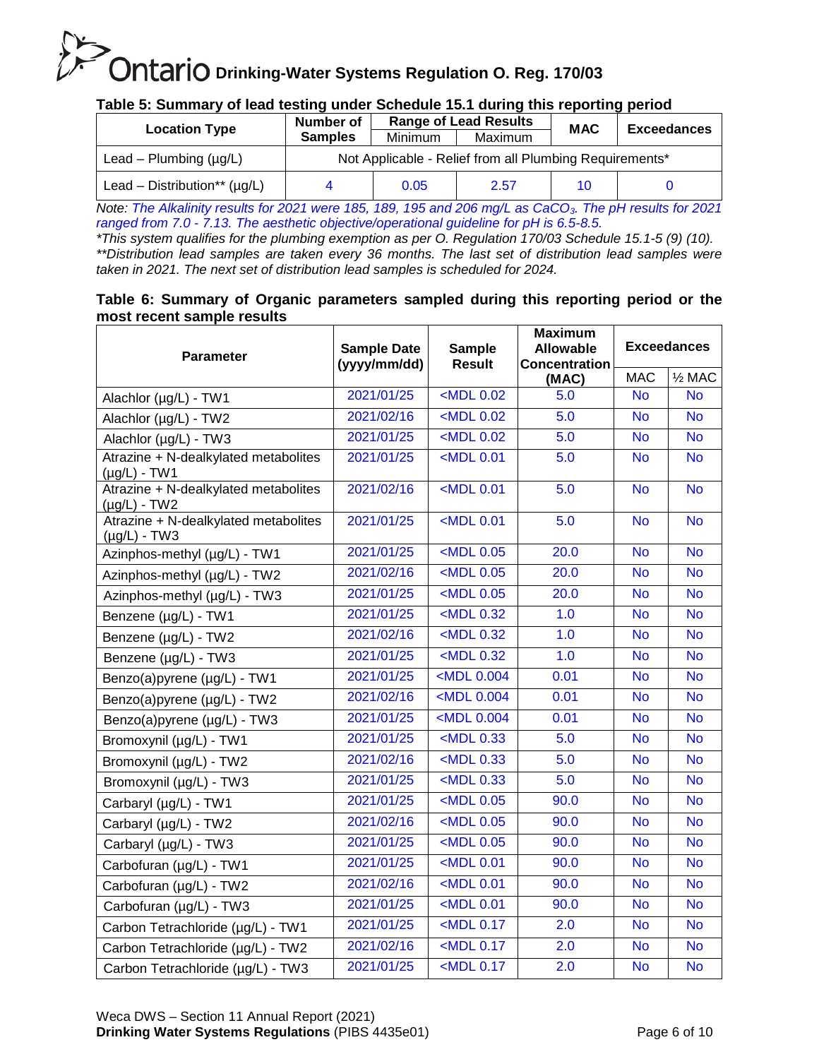### Table 5: Summary of lead testing under Schedule 15.1 during this reporting period

| Location Type | Number of Samples | Range of Lead Results | | MAC | Exceedances |
|---|---|---|---|---|---|
| | | Minimum | Maximum | | |
| Lead – Plumbing (µg/L) | Not Applicable - Relief from all Plumbing Requirements* | | | | |
| Lead – Distribution** (µg/L) | 4 | 0.05 | 2.57 | 10 | 0 |

*Note: The Alkalinity results for 2021 were 185, 189, 195 and 206 mg/L as $CaCO_3$. The pH results for 2021 ranged from 7.0 - 7.13. The aesthetic objective/operational guideline for pH is 6.5-8.5.*

**This system qualifies for the plumbing exemption as per O. Regulation 170/03 Schedule 15.1-5 (9) (10).*

***Distribution lead samples are taken every 36 months. The last set of distribution lead samples were taken in 2021. The next set of distribution lead samples is scheduled for 2024.*

### Table 6: Summary of Organic parameters sampled during this reporting period or the most recent sample results

| Parameter | Sample Date (yyyy/mm/dd) | Sample Result | Maximum Allowable Concentration (MAC) | Exceedances | |
|---|---|---|---|---|---|
| | | | | MAC | ½ MAC |
| Alachlor (µg/L) - TW1 | 2021/01/25 | <MDL 0.02 | 5.0 | No | No |
| Alachlor (µg/L) - TW2 | 2021/02/16 | <MDL 0.02 | 5.0 | No | No |
| Alachlor (µg/L) - TW3 | 2021/01/25 | <MDL 0.02 | 5.0 | No | No |
| Atrazine + N-dealkylated metabolites (µg/L) - TW1 | 2021/01/25 | <MDL 0.01 | 5.0 | No | No |
| Atrazine + N-dealkylated metabolites (µg/L) - TW2 | 2021/02/16 | <MDL 0.01 | 5.0 | No | No |
| Atrazine + N-dealkylated metabolites (µg/L) - TW3 | 2021/01/25 | <MDL 0.01 | 5.0 | No | No |
| Azinphos-methyl (µg/L) - TW1 | 2021/01/25 | <MDL 0.05 | 20.0 | No | No |
| Azinphos-methyl (µg/L) - TW2 | 2021/02/16 | <MDL 0.05 | 20.0 | No | No |
| Azinphos-methyl (µg/L) - TW3 | 2021/01/25 | <MDL 0.05 | 20.0 | No | No |
| Benzene (µg/L) - TW1 | 2021/01/25 | <MDL 0.32 | 1.0 | No | No |
| Benzene (µg/L) - TW2 | 2021/02/16 | <MDL 0.32 | 1.0 | No | No |
| Benzene (µg/L) - TW3 | 2021/01/25 | <MDL 0.32 | 1.0 | No | No |
| Benzo(a)pyrene (µg/L) - TW1 | 2021/01/25 | <MDL 0.004 | 0.01 | No | No |
| Benzo(a)pyrene (µg/L) - TW2 | 2021/02/16 | <MDL 0.004 | 0.01 | No | No |
| Benzo(a)pyrene (µg/L) - TW3 | 2021/01/25 | <MDL 0.004 | 0.01 | No | No |
| Bromoxynil (µg/L) - TW1 | 2021/01/25 | <MDL 0.33 | 5.0 | No | No |
| Bromoxynil (µg/L) - TW2 | 2021/02/16 | <MDL 0.33 | 5.0 | No | No |
| Bromoxynil (µg/L) - TW3 | 2021/01/25 | <MDL 0.33 | 5.0 | No | No |
| Carbaryl (µg/L) - TW1 | 2021/01/25 | <MDL 0.05 | 90.0 | No | No |
| Carbaryl (µg/L) - TW2 | 2021/02/16 | <MDL 0.05 | 90.0 | No | No |
| Carbaryl (µg/L) - TW3 | 2021/01/25 | <MDL 0.05 | 90.0 | No | No |
| Carbofuran (µg/L) - TW1 | 2021/01/25 | <MDL 0.01 | 90.0 | No | No |
| Carbofuran (µg/L) - TW2 | 2021/02/16 | <MDL 0.01 | 90.0 | No | No |
| Carbofuran (µg/L) - TW3 | 2021/01/25 | <MDL 0.01 | 90.0 | No | No |
| Carbon Tetrachloride (µg/L) - TW1 | 2021/01/25 | <MDL 0.17 | 2.0 | No | No |
| Carbon Tetrachloride (µg/L) - TW2 | 2021/02/16 | <MDL 0.17 | 2.0 | No | No |
| Carbon Tetrachloride (µg/L) - TW3 | 2021/01/25 | <MDL 0.17 | 2.0 | No | No |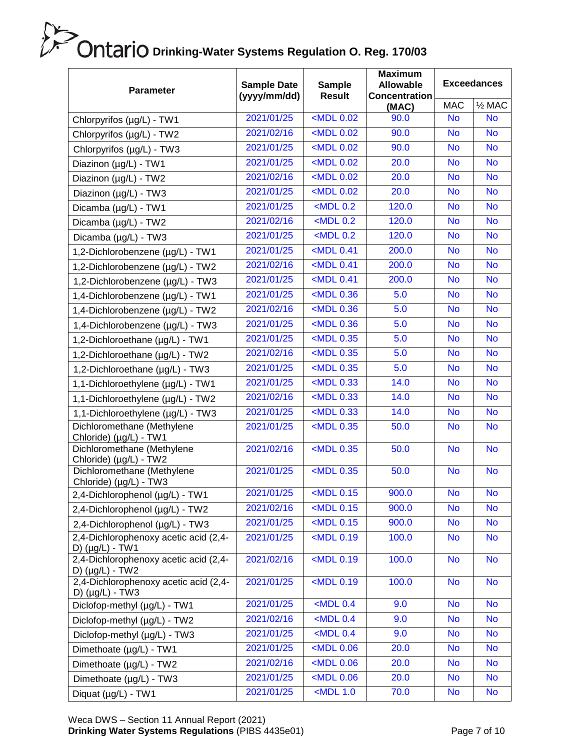| Parameter | Sample Date (yyyy/mm/dd) | Sample Result | Maximum Allowable Concentration (MAC) | Exceedances | |
|---|---|---|---|---|---|
| | | | | MAC | ½ MAC |
| Chlorpyrifos (µg/L) - TW1 | 2021/01/25 | <MDL 0.02 | 90.0 | No | No |
| Chlorpyrifos (µg/L) - TW2 | 2021/02/16 | <MDL 0.02 | 90.0 | No | No |
| Chlorpyrifos (µg/L) - TW3 | 2021/01/25 | <MDL 0.02 | 90.0 | No | No |
| Diazinon (µg/L) - TW1 | 2021/01/25 | <MDL 0.02 | 20.0 | No | No |
| Diazinon (µg/L) - TW2 | 2021/02/16 | <MDL 0.02 | 20.0 | No | No |
| Diazinon (µg/L) - TW3 | 2021/01/25 | <MDL 0.02 | 20.0 | No | No |
| Dicamba (µg/L) - TW1 | 2021/01/25 | <MDL 0.2 | 120.0 | No | No |
| Dicamba (µg/L) - TW2 | 2021/02/16 | <MDL 0.2 | 120.0 | No | No |
| Dicamba (µg/L) - TW3 | 2021/01/25 | <MDL 0.2 | 120.0 | No | No |
| 1,2-Dichlorobenzene (µg/L) - TW1 | 2021/01/25 | <MDL 0.41 | 200.0 | No | No |
| 1,2-Dichlorobenzene (µg/L) - TW2 | 2021/02/16 | <MDL 0.41 | 200.0 | No | No |
| 1,2-Dichlorobenzene (µg/L) - TW3 | 2021/01/25 | <MDL 0.41 | 200.0 | No | No |
| 1,4-Dichlorobenzene (µg/L) - TW1 | 2021/01/25 | <MDL 0.36 | 5.0 | No | No |
| 1,4-Dichlorobenzene (µg/L) - TW2 | 2021/02/16 | <MDL 0.36 | 5.0 | No | No |
| 1,4-Dichlorobenzene (µg/L) - TW3 | 2021/01/25 | <MDL 0.36 | 5.0 | No | No |
| 1,2-Dichloroethane (µg/L) - TW1 | 2021/01/25 | <MDL 0.35 | 5.0 | No | No |
| 1,2-Dichloroethane (µg/L) - TW2 | 2021/02/16 | <MDL 0.35 | 5.0 | No | No |
| 1,2-Dichloroethane (µg/L) - TW3 | 2021/01/25 | <MDL 0.35 | 5.0 | No | No |
| 1,1-Dichloroethylene (µg/L) - TW1 | 2021/01/25 | <MDL 0.33 | 14.0 | No | No |
| 1,1-Dichloroethylene (µg/L) - TW2 | 2021/02/16 | <MDL 0.33 | 14.0 | No | No |
| 1,1-Dichloroethylene (µg/L) - TW3 | 2021/01/25 | <MDL 0.33 | 14.0 | No | No |
| Dichloromethane (Methylene Chloride) (µg/L) - TW1 | 2021/01/25 | <MDL 0.35 | 50.0 | No | No |
| Dichloromethane (Methylene Chloride) (µg/L) - TW2 | 2021/02/16 | <MDL 0.35 | 50.0 | No | No |
| Dichloromethane (Methylene Chloride) (µg/L) - TW3 | 2021/01/25 | <MDL 0.35 | 50.0 | No | No |
| 2,4-Dichlorophenol (µg/L) - TW1 | 2021/01/25 | <MDL 0.15 | 900.0 | No | No |
| 2,4-Dichlorophenol (µg/L) - TW2 | 2021/02/16 | <MDL 0.15 | 900.0 | No | No |
| 2,4-Dichlorophenol (µg/L) - TW3 | 2021/01/25 | <MDL 0.15 | 900.0 | No | No |
| 2,4-Dichlorophenoxy acetic acid (2,4-D) (µg/L) - TW1 | 2021/01/25 | <MDL 0.19 | 100.0 | No | No |
| 2,4-Dichlorophenoxy acetic acid (2,4-D) (µg/L) - TW2 | 2021/02/16 | <MDL 0.19 | 100.0 | No | No |
| 2,4-Dichlorophenoxy acetic acid (2,4-D) (µg/L) - TW3 | 2021/01/25 | <MDL 0.19 | 100.0 | No | No |
| Diclofop-methyl (µg/L) - TW1 | 2021/01/25 | <MDL 0.4 | 9.0 | No | No |
| Diclofop-methyl (µg/L) - TW2 | 2021/02/16 | <MDL 0.4 | 9.0 | No | No |
| Diclofop-methyl (µg/L) - TW3 | 2021/01/25 | <MDL 0.4 | 9.0 | No | No |
| Dimethoate (µg/L) - TW1 | 2021/01/25 | <MDL 0.06 | 20.0 | No | No |
| Dimethoate (µg/L) - TW2 | 2021/02/16 | <MDL 0.06 | 20.0 | No | No |
| Dimethoate (µg/L) - TW3 | 2021/01/25 | <MDL 0.06 | 20.0 | No | No |
| Diquat (µg/L) - TW1 | 2021/01/25 | <MDL 1.0 | 70.0 | No | No |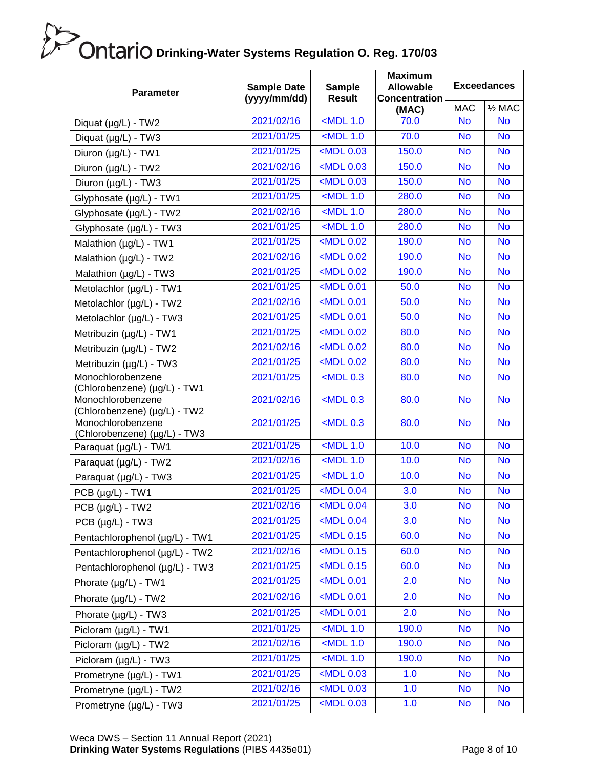# Ontario Drinking-Water Systems Regulation O. Reg. 170/03

| Parameter | Sample Date (yyyy/mm/dd) | Sample Result | Maximum Allowable Concentration (MAC) | Exceedances | |
|---|---|---|---|---|---|
| | | | | MAC | ½ MAC |
| Diquat (µg/L) - TW2 | 2021/02/16 | <MDL 1.0 | 70.0 | No | No |
| Diquat (µg/L) - TW3 | 2021/01/25 | <MDL 1.0 | 70.0 | No | No |
| Diuron (µg/L) - TW1 | 2021/01/25 | <MDL 0.03 | 150.0 | No | No |
| Diuron (µg/L) - TW2 | 2021/02/16 | <MDL 0.03 | 150.0 | No | No |
| Diuron (µg/L) - TW3 | 2021/01/25 | <MDL 0.03 | 150.0 | No | No |
| Glyphosate (µg/L) - TW1 | 2021/01/25 | <MDL 1.0 | 280.0 | No | No |
| Glyphosate (µg/L) - TW2 | 2021/02/16 | <MDL 1.0 | 280.0 | No | No |
| Glyphosate (µg/L) - TW3 | 2021/01/25 | <MDL 1.0 | 280.0 | No | No |
| Malathion (µg/L) - TW1 | 2021/01/25 | <MDL 0.02 | 190.0 | No | No |
| Malathion (µg/L) - TW2 | 2021/02/16 | <MDL 0.02 | 190.0 | No | No |
| Malathion (µg/L) - TW3 | 2021/01/25 | <MDL 0.02 | 190.0 | No | No |
| Metolachlor (µg/L) - TW1 | 2021/01/25 | <MDL 0.01 | 50.0 | No | No |
| Metolachlor (µg/L) - TW2 | 2021/02/16 | <MDL 0.01 | 50.0 | No | No |
| Metolachlor (µg/L) - TW3 | 2021/01/25 | <MDL 0.01 | 50.0 | No | No |
| Metribuzin (µg/L) - TW1 | 2021/01/25 | <MDL 0.02 | 80.0 | No | No |
| Metribuzin (µg/L) - TW2 | 2021/02/16 | <MDL 0.02 | 80.0 | No | No |
| Metribuzin (µg/L) - TW3 | 2021/01/25 | <MDL 0.02 | 80.0 | No | No |
| Monochlorobenzene (Chlorobenzene) (µg/L) - TW1 | 2021/01/25 | <MDL 0.3 | 80.0 | No | No |
| Monochlorobenzene (Chlorobenzene) (µg/L) - TW2 | 2021/02/16 | <MDL 0.3 | 80.0 | No | No |
| Monochlorobenzene (Chlorobenzene) (µg/L) - TW3 | 2021/01/25 | <MDL 0.3 | 80.0 | No | No |
| Paraquat (µg/L) - TW1 | 2021/01/25 | <MDL 1.0 | 10.0 | No | No |
| Paraquat (µg/L) - TW2 | 2021/02/16 | <MDL 1.0 | 10.0 | No | No |
| Paraquat (µg/L) - TW3 | 2021/01/25 | <MDL 1.0 | 10.0 | No | No |
| PCB (µg/L) - TW1 | 2021/01/25 | <MDL 0.04 | 3.0 | No | No |
| PCB (µg/L) - TW2 | 2021/02/16 | <MDL 0.04 | 3.0 | No | No |
| PCB (µg/L) - TW3 | 2021/01/25 | <MDL 0.04 | 3.0 | No | No |
| Pentachlorophenol (µg/L) - TW1 | 2021/01/25 | <MDL 0.15 | 60.0 | No | No |
| Pentachlorophenol (µg/L) - TW2 | 2021/02/16 | <MDL 0.15 | 60.0 | No | No |
| Pentachlorophenol (µg/L) - TW3 | 2021/01/25 | <MDL 0.15 | 60.0 | No | No |
| Phorate (µg/L) - TW1 | 2021/01/25 | <MDL 0.01 | 2.0 | No | No |
| Phorate (µg/L) - TW2 | 2021/02/16 | <MDL 0.01 | 2.0 | No | No |
| Phorate (µg/L) - TW3 | 2021/01/25 | <MDL 0.01 | 2.0 | No | No |
| Picloram (µg/L) - TW1 | 2021/01/25 | <MDL 1.0 | 190.0 | No | No |
| Picloram (µg/L) - TW2 | 2021/02/16 | <MDL 1.0 | 190.0 | No | No |
| Picloram (µg/L) - TW3 | 2021/01/25 | <MDL 1.0 | 190.0 | No | No |
| Prometryne (µg/L) - TW1 | 2021/01/25 | <MDL 0.03 | 1.0 | No | No |
| Prometryne (µg/L) - TW2 | 2021/02/16 | <MDL 0.03 | 1.0 | No | No |
| Prometryne (µg/L) - TW3 | 2021/01/25 | <MDL 0.03 | 1.0 | No | No |

Weca DWS – Section 11 Annual Report (2021)
**Drinking Water Systems Regulations** (PIBS 4435e01)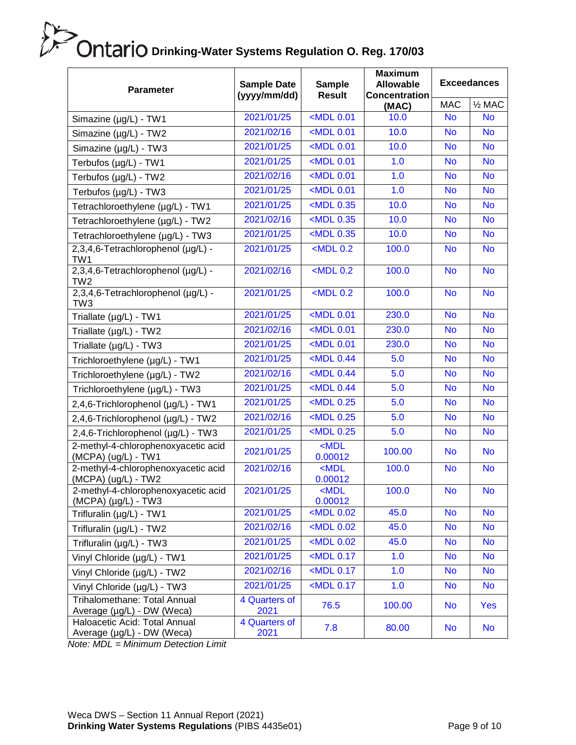# Ontario Drinking-Water Systems Regulation O. Reg. 170/03

| Parameter | Sample Date (yyyy/mm/dd) | Sample Result | Maximum Allowable Concentration (MAC) | Exceedances | |
|---|---|---|---|---|---|
| | | | | MAC | ½ MAC |
| Simazine (µg/L) - TW1 | 2021/01/25 | <MDL 0.01 | 10.0 | No | No |
| Simazine (µg/L) - TW2 | 2021/02/16 | <MDL 0.01 | 10.0 | No | No |
| Simazine (µg/L) - TW3 | 2021/01/25 | <MDL 0.01 | 10.0 | No | No |
| Terbufos (µg/L) - TW1 | 2021/01/25 | <MDL 0.01 | 1.0 | No | No |
| Terbufos (µg/L) - TW2 | 2021/02/16 | <MDL 0.01 | 1.0 | No | No |
| Terbufos (µg/L) - TW3 | 2021/01/25 | <MDL 0.01 | 1.0 | No | No |
| Tetrachloroethylene (µg/L) - TW1 | 2021/01/25 | <MDL 0.35 | 10.0 | No | No |
| Tetrachloroethylene (µg/L) - TW2 | 2021/02/16 | <MDL 0.35 | 10.0 | No | No |
| Tetrachloroethylene (µg/L) - TW3 | 2021/01/25 | <MDL 0.35 | 10.0 | No | No |
| 2,3,4,6-Tetrachlorophenol (µg/L) - TW1 | 2021/01/25 | <MDL 0.2 | 100.0 | No | No |
| 2,3,4,6-Tetrachlorophenol (µg/L) - TW2 | 2021/02/16 | <MDL 0.2 | 100.0 | No | No |
| 2,3,4,6-Tetrachlorophenol (µg/L) - TW3 | 2021/01/25 | <MDL 0.2 | 100.0 | No | No |
| Triallate (µg/L) - TW1 | 2021/01/25 | <MDL 0.01 | 230.0 | No | No |
| Triallate (µg/L) - TW2 | 2021/02/16 | <MDL 0.01 | 230.0 | No | No |
| Triallate (µg/L) - TW3 | 2021/01/25 | <MDL 0.01 | 230.0 | No | No |
| Trichloroethylene (µg/L) - TW1 | 2021/01/25 | <MDL 0.44 | 5.0 | No | No |
| Trichloroethylene (µg/L) - TW2 | 2021/02/16 | <MDL 0.44 | 5.0 | No | No |
| Trichloroethylene (µg/L) - TW3 | 2021/01/25 | <MDL 0.44 | 5.0 | No | No |
| 2,4,6-Trichlorophenol (µg/L) - TW1 | 2021/01/25 | <MDL 0.25 | 5.0 | No | No |
| 2,4,6-Trichlorophenol (µg/L) - TW2 | 2021/02/16 | <MDL 0.25 | 5.0 | No | No |
| 2,4,6-Trichlorophenol (µg/L) - TW3 | 2021/01/25 | <MDL 0.25 | 5.0 | No | No |
| 2-methyl-4-chlorophenoxyacetic acid (MCPA) (ug/L) - TW1 | 2021/01/25 | <MDL 0.00012 | 100.00 | No | No |
| 2-methyl-4-chlorophenoxyacetic acid (MCPA) (ug/L) - TW2 | 2021/02/16 | <MDL 0.00012 | 100.0 | No | No |
| 2-methyl-4-chlorophenoxyacetic acid (MCPA) (µg/L) - TW3 | 2021/01/25 | <MDL 0.00012 | 100.0 | No | No |
| Trifluralin (µg/L) - TW1 | 2021/01/25 | <MDL 0.02 | 45.0 | No | No |
| Trifluralin (µg/L) - TW2 | 2021/02/16 | <MDL 0.02 | 45.0 | No | No |
| Trifluralin (µg/L) - TW3 | 2021/01/25 | <MDL 0.02 | 45.0 | No | No |
| Vinyl Chloride (µg/L) - TW1 | 2021/01/25 | <MDL 0.17 | 1.0 | No | No |
| Vinyl Chloride (µg/L) - TW2 | 2021/02/16 | <MDL 0.17 | 1.0 | No | No |
| Vinyl Chloride (µg/L) - TW3 | 2021/01/25 | <MDL 0.17 | 1.0 | No | No |
| Trihalomethane: Total Annual Average (µg/L) - DW (Weca) | 4 Quarters of 2021 | 76.5 | 100.00 | No | Yes |
| Haloacetic Acid: Total Annual Average (µg/L) - DW (Weca) | 4 Quarters of 2021 | 7.8 | 80.00 | No | No |

*Note: MDL = Minimum Detection Limit*

Weca DWS – Section 11 Annual Report (2021)
**Drinking Water Systems Regulations** (PIBS 4435e01)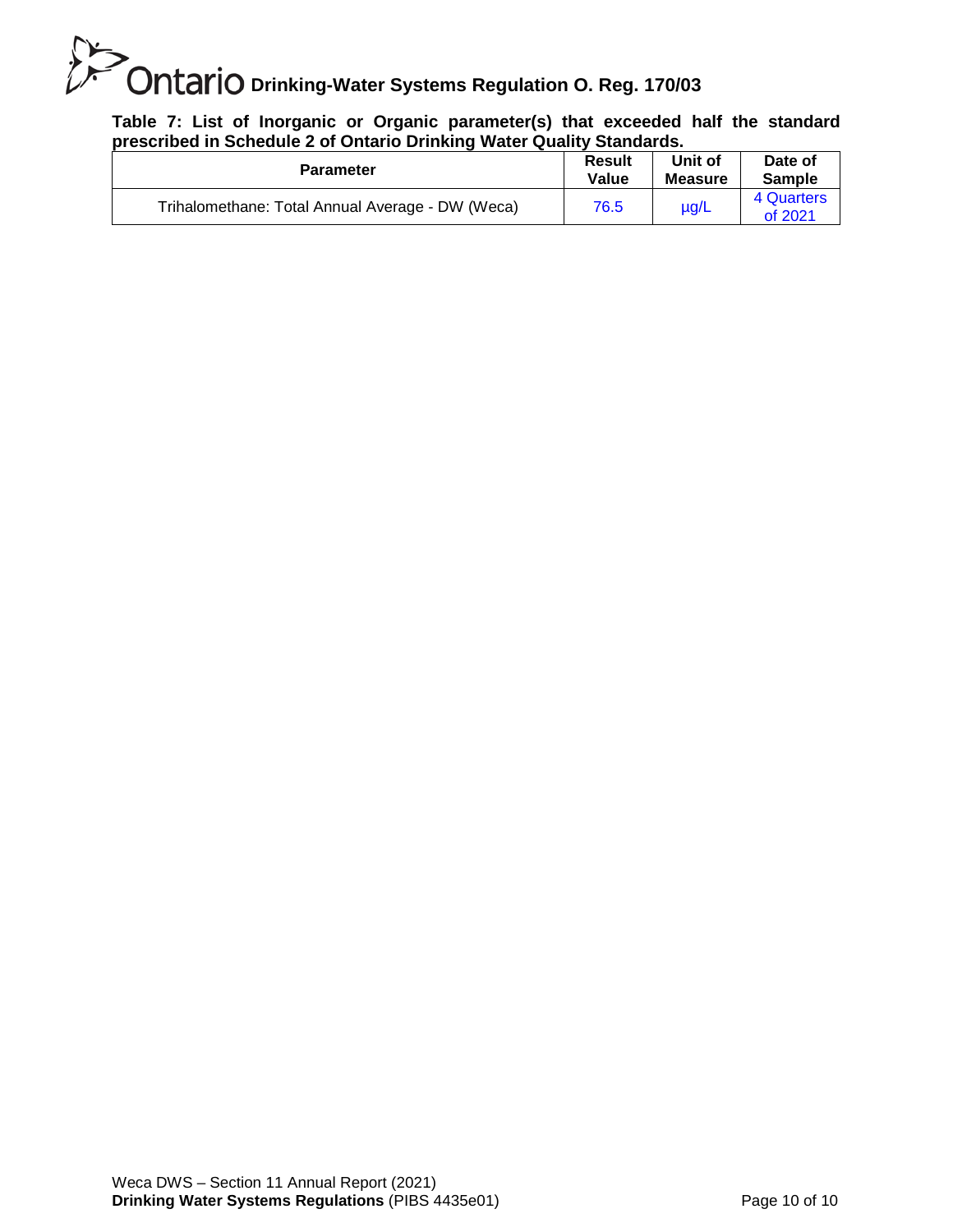**Table 7: List of Inorganic or Organic parameter(s) that exceeded half the standard prescribed in Schedule 2 of Ontario Drinking Water Quality Standards.**

| Parameter | Result Value | Unit of Measure | Date of Sample |
|---|---|---|---|
| Trihalomethane: Total Annual Average - DW (Weca) | 76.5 | µg/L | 4 Quarters of 2021 |